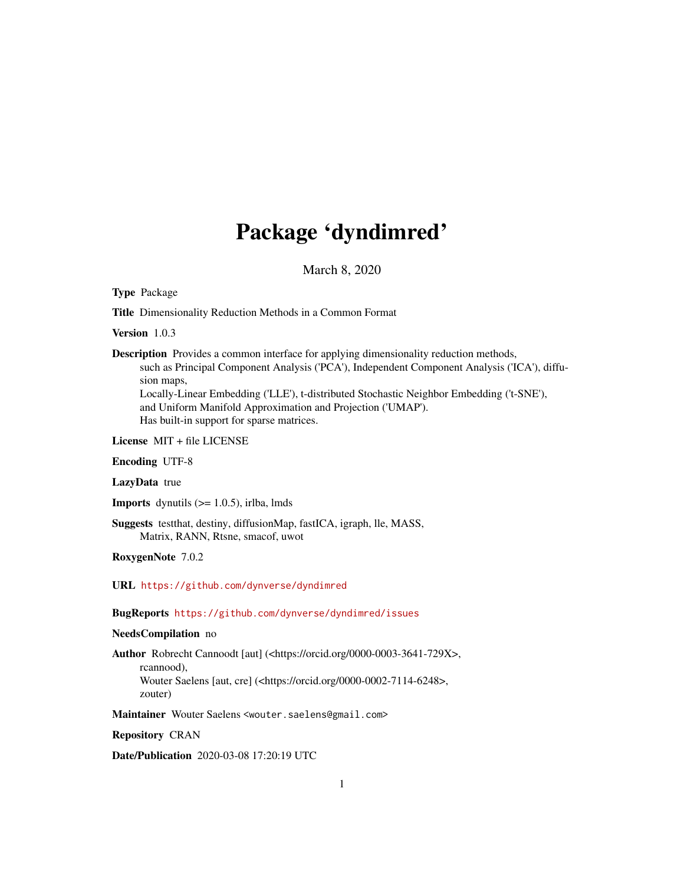# Package 'dyndimred'

March 8, 2020

**Type** Package

**Title** Dimensionality Reduction Methods in a Common Format

**Version** 1.0.3

**Description** Provides a common interface for applying dimensionality reduction methods, such as Principal Component Analysis ('PCA'), Independent Component Analysis ('ICA'), diffusion maps, Locally-Linear Embedding ('LLE'), t-distributed Stochastic Neighbor Embedding ('t-SNE'), and Uniform Manifold Approximation and Projection ('UMAP'). Has built-in support for sparse matrices.

**License** MIT + file LICENSE

**Encoding** UTF-8

**LazyData** true

**Imports** dynutils (>= 1.0.5), irlba, lmds

**Suggests** testthat, destiny, diffusionMap, fastICA, igraph, lle, MASS, Matrix, RANN, Rtsne, smacof, uwot

**RoxygenNote** 7.0.2

**URL** https://github.com/dynverse/dyndimred

**BugReports** https://github.com/dynverse/dyndimred/issues

**NeedsCompilation** no

**Author** Robrecht Cannoodt [aut] (<https://orcid.org/0000-0003-3641-729X>, rcannood), Wouter Saelens [aut, cre] (<https://orcid.org/0000-0002-7114-6248>, zouter)

**Maintainer** Wouter Saelens <wouter.saelens@gmail.com>

**Repository** CRAN

**Date/Publication** 2020-03-08 17:20:19 UTC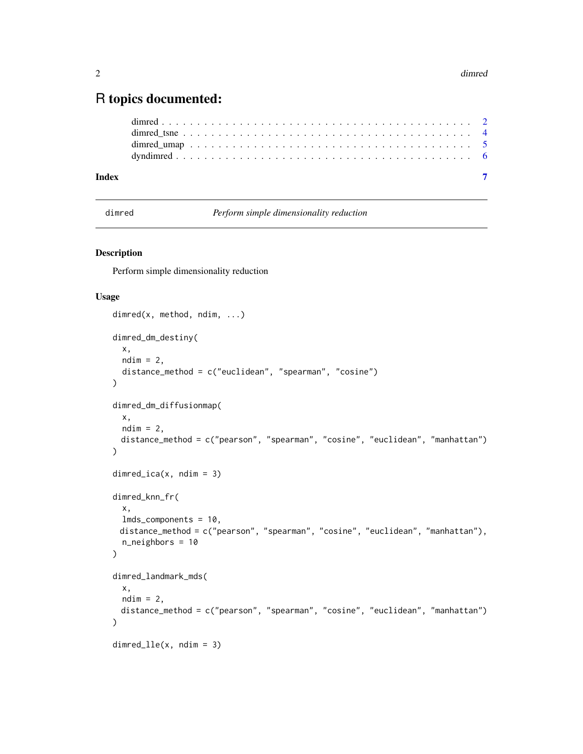# R topics documented:

dimred . . . . . . . . . . . . . . . . . . . . . . . . . . . . . . . . . . . . . . . . . 2
dimred_tsne . . . . . . . . . . . . . . . . . . . . . . . . . . . . . . . . . . . . . . . 4
dimred_umap . . . . . . . . . . . . . . . . . . . . . . . . . . . . . . . . . . . . . . . 5
dyndimred . . . . . . . . . . . . . . . . . . . . . . . . . . . . . . . . . . . . . . . . 6

**Index** **7**

---

dimred — *Perform simple dimensionality reduction*

---

## Description

Perform simple dimensionality reduction

## Usage

```
dimred(x, method, ndim, ...)

dimred_dm_destiny(
  x,
  ndim = 2,
  distance_method = c("euclidean", "spearman", "cosine")
)

dimred_dm_diffusionmap(
  x,
  ndim = 2,
  distance_method = c("pearson", "spearman", "cosine", "euclidean", "manhattan")
)

dimred_ica(x, ndim = 3)

dimred_knn_fr(
  x,
  lmds_components = 10,
  distance_method = c("pearson", "spearman", "cosine", "euclidean", "manhattan"),
  n_neighbors = 10
)

dimred_landmark_mds(
  x,
  ndim = 2,
  distance_method = c("pearson", "spearman", "cosine", "euclidean", "manhattan")
)

dimred_lle(x, ndim = 3)
```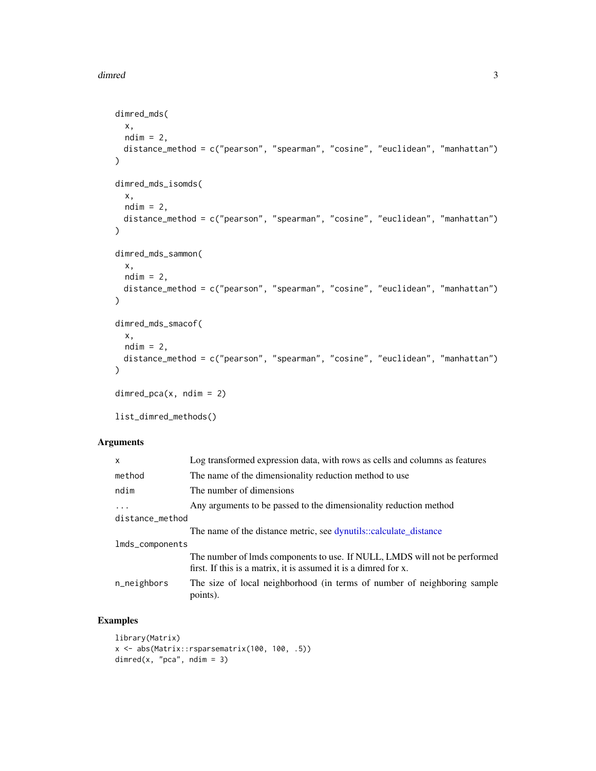```
dimred_mds(
  x,
  ndim = 2,
  distance_method = c("pearson", "spearman", "cosine", "euclidean", "manhattan")
)

dimred_mds_isomds(
  x,
  ndim = 2,
  distance_method = c("pearson", "spearman", "cosine", "euclidean", "manhattan")
)

dimred_mds_sammon(
  x,
  ndim = 2,
  distance_method = c("pearson", "spearman", "cosine", "euclidean", "manhattan")
)

dimred_mds_smacof(
  x,
  ndim = 2,
  distance_method = c("pearson", "spearman", "cosine", "euclidean", "manhattan")
)

dimred_pca(x, ndim = 2)

list_dimred_methods()
```

## Arguments

| | |
|---|---|
| `x` | Log transformed expression data, with rows as cells and columns as features |
| `method` | The name of the dimensionality reduction method to use |
| `ndim` | The number of dimensions |
| `...` | Any arguments to be passed to the dimensionality reduction method |
| `distance_method` | The name of the distance metric, see dynutils::calculate_distance |
| `lmds_components` | The number of lmds components to use. If NULL, LMDS will not be performed first. If this is a matrix, it is assumed it is a dimred for x. |
| `n_neighbors` | The size of local neighborhood (in terms of number of neighboring sample points). |

## Examples

```
library(Matrix)
x <- abs(Matrix::rsparsematrix(100, 100, .5))
dimred(x, "pca", ndim = 3)
```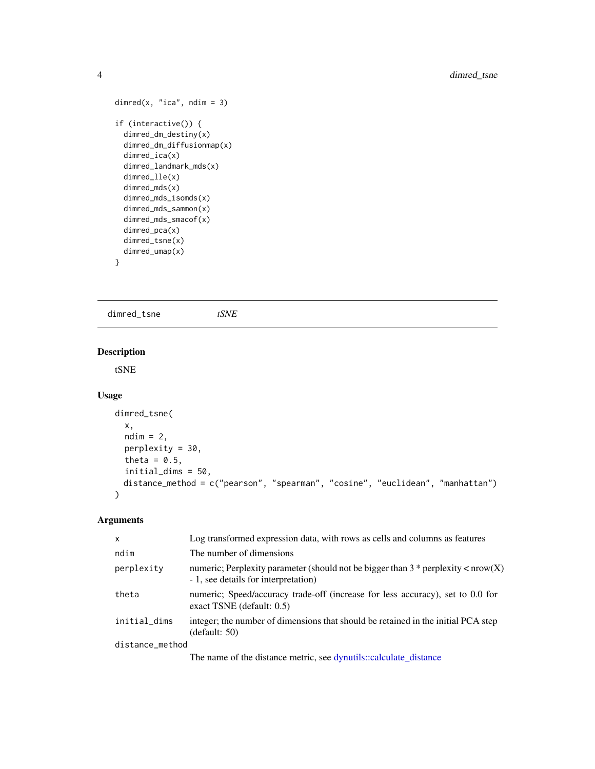```
dimred(x, "ica", ndim = 3)

if (interactive()) {
  dimred_dm_destiny(x)
  dimred_dm_diffusionmap(x)
  dimred_ica(x)
  dimred_landmark_mds(x)
  dimred_lle(x)
  dimred_mds(x)
  dimred_mds_isomds(x)
  dimred_mds_sammon(x)
  dimred_mds_smacof(x)
  dimred_pca(x)
  dimred_tsne(x)
  dimred_umap(x)
}
```

---

## dimred_tsne *tSNE*

### Description

tSNE

### Usage

```
dimred_tsne(
  x,
  ndim = 2,
  perplexity = 30,
  theta = 0.5,
  initial_dims = 50,
  distance_method = c("pearson", "spearman", "cosine", "euclidean", "manhattan")
)
```

### Arguments

| | |
|---|---|
| x | Log transformed expression data, with rows as cells and columns as features |
| ndim | The number of dimensions |
| perplexity | numeric; Perplexity parameter (should not be bigger than 3 * perplexity < nrow(X) - 1, see details for interpretation) |
| theta | numeric; Speed/accuracy trade-off (increase for less accuracy), set to 0.0 for exact TSNE (default: 0.5) |
| initial_dims | integer; the number of dimensions that should be retained in the initial PCA step (default: 50) |
| distance_method | The name of the distance metric, see dynutils::calculate_distance |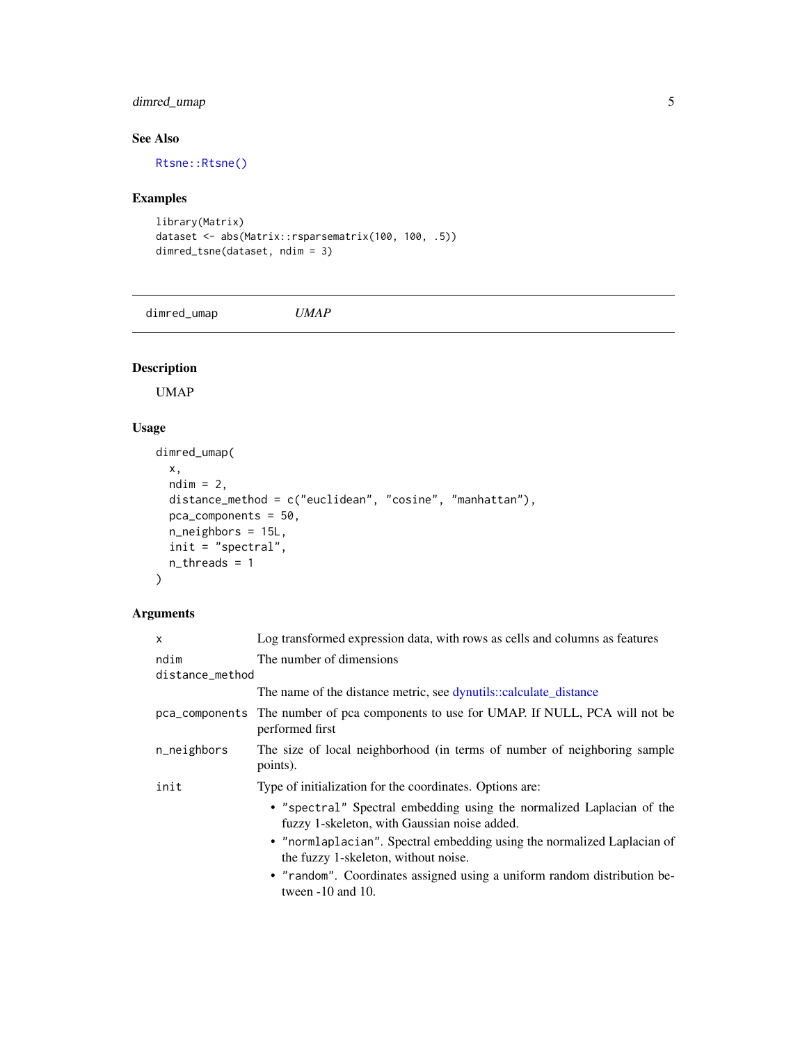## See Also

`Rtsne::Rtsne()`

## Examples

```
library(Matrix)
dataset <- abs(Matrix::rsparsematrix(100, 100, .5))
dimred_tsne(dataset, ndim = 3)
```

---

# dimred_umap *UMAP*

---

## Description

UMAP

## Usage

```
dimred_umap(
  x,
  ndim = 2,
  distance_method = c("euclidean", "cosine", "manhattan"),
  pca_components = 50,
  n_neighbors = 15L,
  init = "spectral",
  n_threads = 1
)
```

## Arguments

| | |
|---|---|
| `x` | Log transformed expression data, with rows as cells and columns as features |
| `ndim` | The number of dimensions |
| `distance_method` | The name of the distance metric, see dynutils::calculate_distance |
| `pca_components` | The number of pca components to use for UMAP. If NULL, PCA will not be performed first |
| `n_neighbors` | The size of local neighborhood (in terms of number of neighboring sample points). |
| `init` | Type of initialization for the coordinates. Options are: <br>• `"spectral"` Spectral embedding using the normalized Laplacian of the fuzzy 1-skeleton, with Gaussian noise added. <br>• `"normlaplacian"`. Spectral embedding using the normalized Laplacian of the fuzzy 1-skeleton, without noise. <br>• `"random"`. Coordinates assigned using a uniform random distribution between -10 and 10. |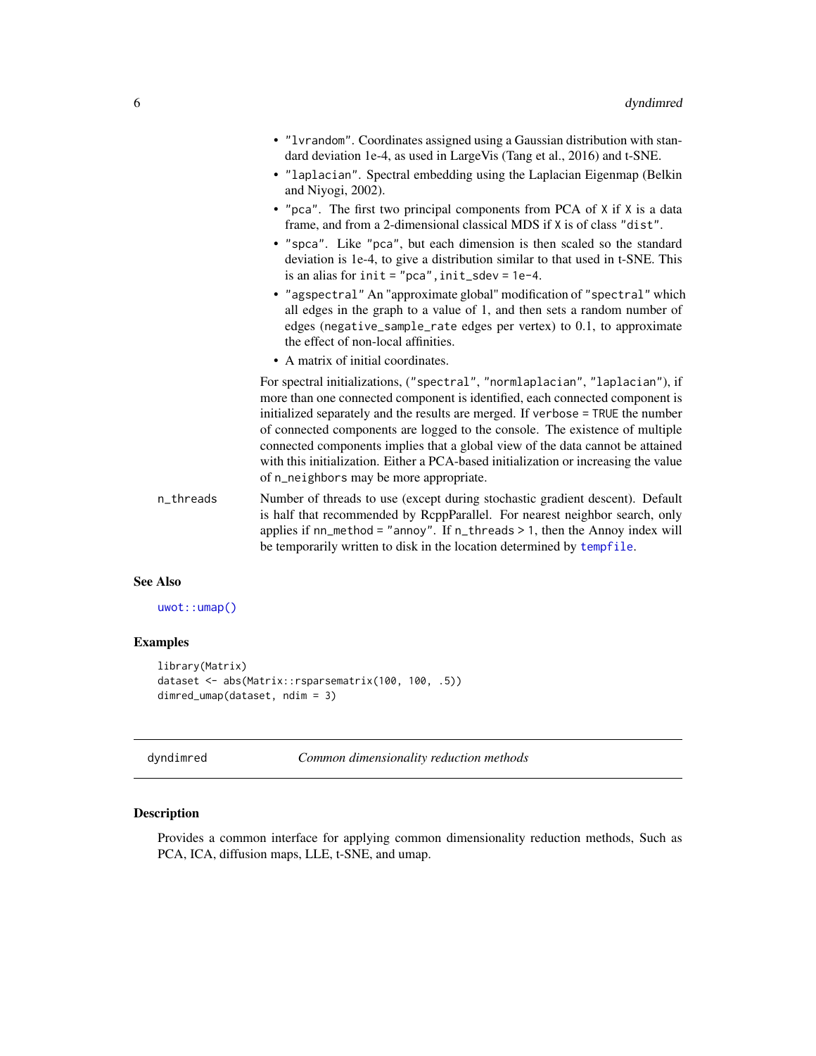- "lvrandom". Coordinates assigned using a Gaussian distribution with standard deviation 1e-4, as used in LargeVis (Tang et al., 2016) and t-SNE.
- "laplacian". Spectral embedding using the Laplacian Eigenmap (Belkin and Niyogi, 2002).
- "pca". The first two principal components from PCA of X if X is a data frame, and from a 2-dimensional classical MDS if X is of class "dist".
- "spca". Like "pca", but each dimension is then scaled so the standard deviation is 1e-4, to give a distribution similar to that used in t-SNE. This is an alias for init = "pca", init_sdev = 1e-4.
- "agspectral" An "approximate global" modification of "spectral" which all edges in the graph to a value of 1, and then sets a random number of edges (negative_sample_rate edges per vertex) to 0.1, to approximate the effect of non-local affinities.
- A matrix of initial coordinates.

For spectral initializations, ("spectral", "normlaplacian", "laplacian"), if more than one connected component is identified, each connected component is initialized separately and the results are merged. If verbose = TRUE the number of connected components are logged to the console. The existence of multiple connected components implies that a global view of the data cannot be attained with this initialization. Either a PCA-based initialization or increasing the value of n_neighbors may be more appropriate.

n_threads
: Number of threads to use (except during stochastic gradient descent). Default is half that recommended by RcppParallel. For nearest neighbor search, only applies if nn_method = "annoy". If n_threads > 1, then the Annoy index will be temporarily written to disk in the location determined by tempfile.

### See Also

uwot::umap()

### Examples

```
library(Matrix)
dataset <- abs(Matrix::rsparsematrix(100, 100, .5))
dimred_umap(dataset, ndim = 3)
```

---

## dyndimred — *Common dimensionality reduction methods*

### Description

Provides a common interface for applying common dimensionality reduction methods, Such as PCA, ICA, diffusion maps, LLE, t-SNE, and umap.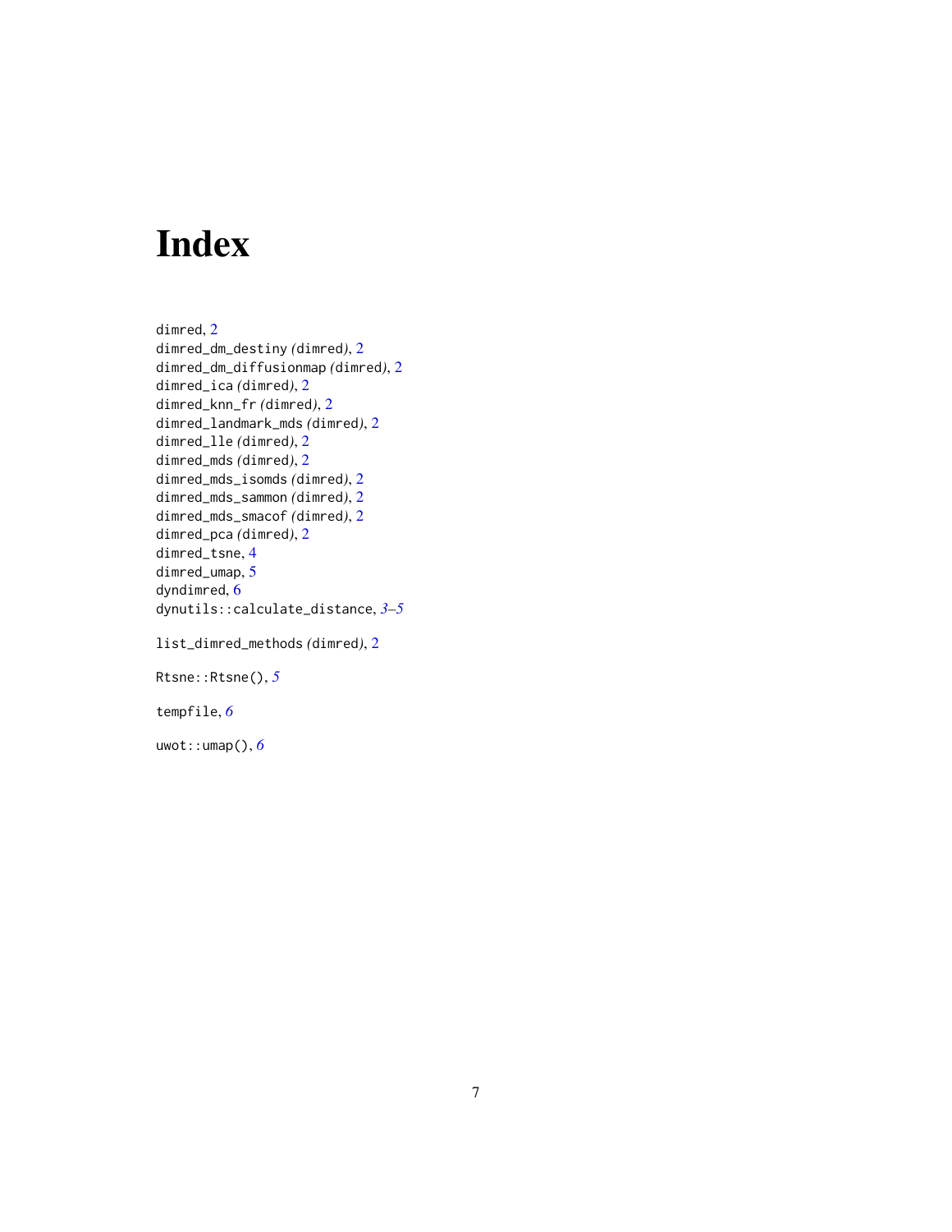# Index

dimred, 2
dimred_dm_destiny *(dimred)*, 2
dimred_dm_diffusionmap *(dimred)*, 2
dimred_ica *(dimred)*, 2
dimred_knn_fr *(dimred)*, 2
dimred_landmark_mds *(dimred)*, 2
dimred_lle *(dimred)*, 2
dimred_mds *(dimred)*, 2
dimred_mds_isomds *(dimred)*, 2
dimred_mds_sammon *(dimred)*, 2
dimred_mds_smacof *(dimred)*, 2
dimred_pca *(dimred)*, 2
dimred_tsne, 4
dimred_umap, 5
dyndimred, 6
dynutils::calculate_distance, *3–5*

list_dimred_methods *(dimred)*, 2

Rtsne::Rtsne(), *5*

tempfile, *6*

uwot::umap(), *6*